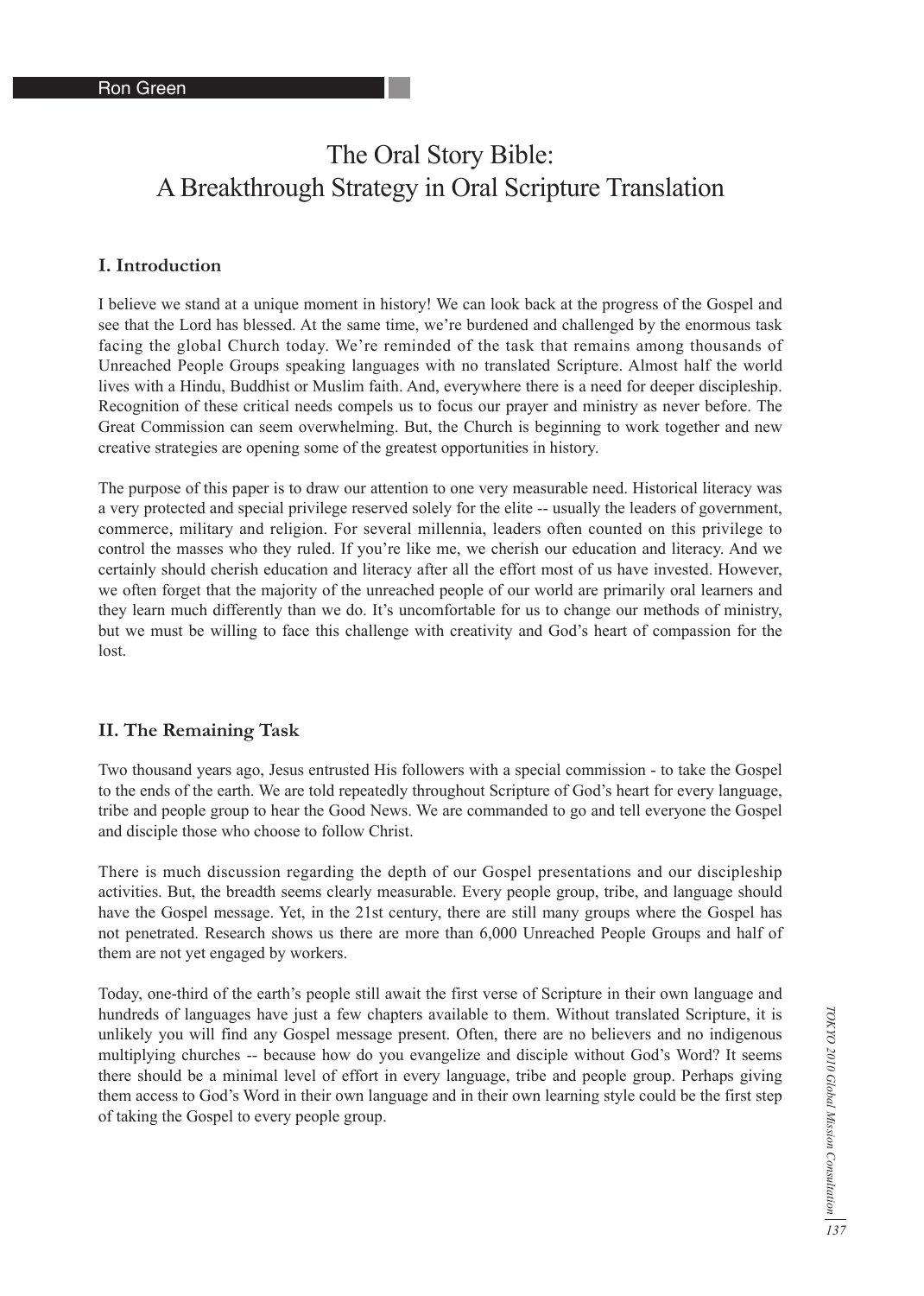Ron Green

# The Oral Story Bible: A Breakthrough Strategy in Oral Scripture Translation

## I. Introduction

I believe we stand at a unique moment in history! We can look back at the progress of the Gospel and see that the Lord has blessed. At the same time, we're burdened and challenged by the enormous task facing the global Church today. We're reminded of the task that remains among thousands of Unreached People Groups speaking languages with no translated Scripture. Almost half the world lives with a Hindu, Buddhist or Muslim faith. And, everywhere there is a need for deeper discipleship. Recognition of these critical needs compels us to focus our prayer and ministry as never before. The Great Commission can seem overwhelming. But, the Church is beginning to work together and new creative strategies are opening some of the greatest opportunities in history.

The purpose of this paper is to draw our attention to one very measurable need. Historical literacy was a very protected and special privilege reserved solely for the elite -- usually the leaders of government, commerce, military and religion. For several millennia, leaders often counted on this privilege to control the masses who they ruled. If you're like me, we cherish our education and literacy. And we certainly should cherish education and literacy after all the effort most of us have invested. However, we often forget that the majority of the unreached people of our world are primarily oral learners and they learn much differently than we do. It's uncomfortable for us to change our methods of ministry, but we must be willing to face this challenge with creativity and God's heart of compassion for the lost.

## II. The Remaining Task

Two thousand years ago, Jesus entrusted His followers with a special commission - to take the Gospel to the ends of the earth. We are told repeatedly throughout Scripture of God's heart for every language, tribe and people group to hear the Good News. We are commanded to go and tell everyone the Gospel and disciple those who choose to follow Christ.

There is much discussion regarding the depth of our Gospel presentations and our discipleship activities. But, the breadth seems clearly measurable. Every people group, tribe, and language should have the Gospel message. Yet, in the 21st century, there are still many groups where the Gospel has not penetrated. Research shows us there are more than 6,000 Unreached People Groups and half of them are not yet engaged by workers.

Today, one-third of the earth's people still await the first verse of Scripture in their own language and hundreds of languages have just a few chapters available to them. Without translated Scripture, it is unlikely you will find any Gospel message present. Often, there are no believers and no indigenous multiplying churches -- because how do you evangelize and disciple without God's Word? It seems there should be a minimal level of effort in every language, tribe and people group. Perhaps giving them access to God's Word in their own language and in their own learning style could be the first step of taking the Gospel to every people group.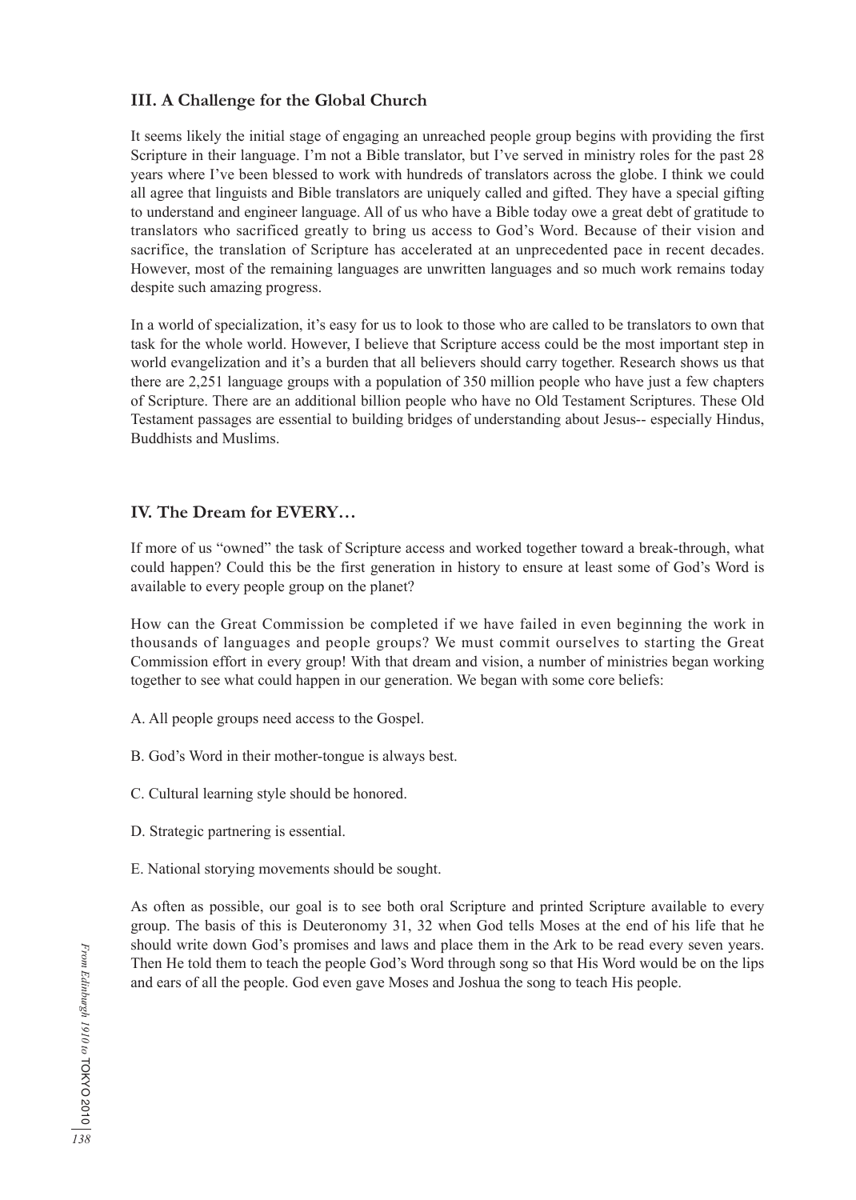### III. A Challenge for the Global Church

It seems likely the initial stage of engaging an unreached people group begins with providing the first Scripture in their language. I'm not a Bible translator, but I've served in ministry roles for the past 28 years where I've been blessed to work with hundreds of translators across the globe. I think we could all agree that linguists and Bible translators are uniquely called and gifted. They have a special gifting to understand and engineer language. All of us who have a Bible today owe a great debt of gratitude to translators who sacrificed greatly to bring us access to God's Word. Because of their vision and sacrifice, the translation of Scripture has accelerated at an unprecedented pace in recent decades. However, most of the remaining languages are unwritten languages and so much work remains today despite such amazing progress.

In a world of specialization, it's easy for us to look to those who are called to be translators to own that task for the whole world. However, I believe that Scripture access could be the most important step in world evangelization and it's a burden that all believers should carry together. Research shows us that there are 2,251 language groups with a population of 350 million people who have just a few chapters of Scripture. There are an additional billion people who have no Old Testament Scriptures. These Old Testament passages are essential to building bridges of understanding about Jesus-- especially Hindus, Buddhists and Muslims.

### IV. The Dream for EVERY…

If more of us "owned" the task of Scripture access and worked together toward a break-through, what could happen? Could this be the first generation in history to ensure at least some of God's Word is available to every people group on the planet?

How can the Great Commission be completed if we have failed in even beginning the work in thousands of languages and people groups? We must commit ourselves to starting the Great Commission effort in every group! With that dream and vision, a number of ministries began working together to see what could happen in our generation. We began with some core beliefs:

A. All people groups need access to the Gospel.

B. God's Word in their mother-tongue is always best.

C. Cultural learning style should be honored.

D. Strategic partnering is essential.

E. National storying movements should be sought.

As often as possible, our goal is to see both oral Scripture and printed Scripture available to every group. The basis of this is Deuteronomy 31, 32 when God tells Moses at the end of his life that he should write down God's promises and laws and place them in the Ark to be read every seven years. Then He told them to teach the people God's Word through song so that His Word would be on the lips and ears of all the people. God even gave Moses and Joshua the song to teach His people.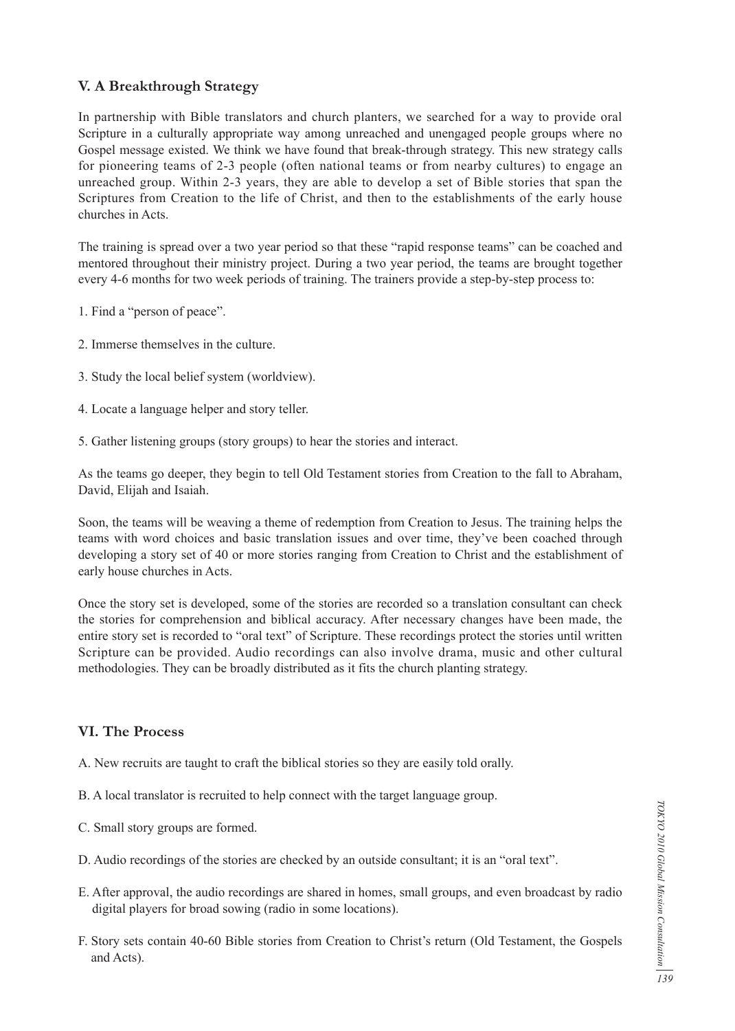## V. A Breakthrough Strategy

In partnership with Bible translators and church planters, we searched for a way to provide oral Scripture in a culturally appropriate way among unreached and unengaged people groups where no Gospel message existed. We think we have found that break-through strategy. This new strategy calls for pioneering teams of 2-3 people (often national teams or from nearby cultures) to engage an unreached group. Within 2-3 years, they are able to develop a set of Bible stories that span the Scriptures from Creation to the life of Christ, and then to the establishments of the early house churches in Acts.

The training is spread over a two year period so that these "rapid response teams" can be coached and mentored throughout their ministry project. During a two year period, the teams are brought together every 4-6 months for two week periods of training. The trainers provide a step-by-step process to:

1. Find a "person of peace".

2. Immerse themselves in the culture.

3. Study the local belief system (worldview).

4. Locate a language helper and story teller.

5. Gather listening groups (story groups) to hear the stories and interact.

As the teams go deeper, they begin to tell Old Testament stories from Creation to the fall to Abraham, David, Elijah and Isaiah.

Soon, the teams will be weaving a theme of redemption from Creation to Jesus. The training helps the teams with word choices and basic translation issues and over time, they've been coached through developing a story set of 40 or more stories ranging from Creation to Christ and the establishment of early house churches in Acts.

Once the story set is developed, some of the stories are recorded so a translation consultant can check the stories for comprehension and biblical accuracy. After necessary changes have been made, the entire story set is recorded to "oral text" of Scripture. These recordings protect the stories until written Scripture can be provided. Audio recordings can also involve drama, music and other cultural methodologies. They can be broadly distributed as it fits the church planting strategy.

## VI. The Process

A. New recruits are taught to craft the biblical stories so they are easily told orally.

B. A local translator is recruited to help connect with the target language group.

C. Small story groups are formed.

D. Audio recordings of the stories are checked by an outside consultant; it is an "oral text".

E. After approval, the audio recordings are shared in homes, small groups, and even broadcast by radio digital players for broad sowing (radio in some locations).

F. Story sets contain 40-60 Bible stories from Creation to Christ's return (Old Testament, the Gospels and Acts).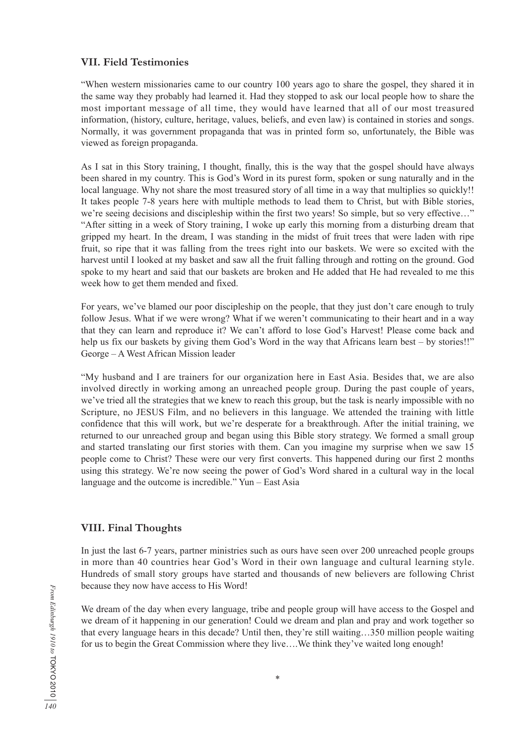## VII. Field Testimonies

"When western missionaries came to our country 100 years ago to share the gospel, they shared it in the same way they probably had learned it. Had they stopped to ask our local people how to share the most important message of all time, they would have learned that all of our most treasured information, (history, culture, heritage, values, beliefs, and even law) is contained in stories and songs. Normally, it was government propaganda that was in printed form so, unfortunately, the Bible was viewed as foreign propaganda.

As I sat in this Story training, I thought, finally, this is the way that the gospel should have always been shared in my country. This is God's Word in its purest form, spoken or sung naturally and in the local language. Why not share the most treasured story of all time in a way that multiplies so quickly!! It takes people 7-8 years here with multiple methods to lead them to Christ, but with Bible stories, we're seeing decisions and discipleship within the first two years! So simple, but so very effective…"
"After sitting in a week of Story training, I woke up early this morning from a disturbing dream that gripped my heart. In the dream, I was standing in the midst of fruit trees that were laden with ripe fruit, so ripe that it was falling from the trees right into our baskets. We were so excited with the harvest until I looked at my basket and saw all the fruit falling through and rotting on the ground. God spoke to my heart and said that our baskets are broken and He added that He had revealed to me this week how to get them mended and fixed.

For years, we've blamed our poor discipleship on the people, that they just don't care enough to truly follow Jesus. What if we were wrong? What if we weren't communicating to their heart and in a way that they can learn and reproduce it? We can't afford to lose God's Harvest! Please come back and help us fix our baskets by giving them God's Word in the way that Africans learn best – by stories!!" George – A West African Mission leader

"My husband and I are trainers for our organization here in East Asia. Besides that, we are also involved directly in working among an unreached people group. During the past couple of years, we've tried all the strategies that we knew to reach this group, but the task is nearly impossible with no Scripture, no JESUS Film, and no believers in this language. We attended the training with little confidence that this will work, but we're desperate for a breakthrough. After the initial training, we returned to our unreached group and began using this Bible story strategy. We formed a small group and started translating our first stories with them. Can you imagine my surprise when we saw 15 people come to Christ? These were our very first converts. This happened during our first 2 months using this strategy. We're now seeing the power of God's Word shared in a cultural way in the local language and the outcome is incredible." Yun – East Asia

## VIII. Final Thoughts

In just the last 6-7 years, partner ministries such as ours have seen over 200 unreached people groups in more than 40 countries hear God's Word in their own language and cultural learning style. Hundreds of small story groups have started and thousands of new believers are following Christ because they now have access to His Word!

We dream of the day when every language, tribe and people group will have access to the Gospel and we dream of it happening in our generation! Could we dream and plan and pray and work together so that every language hears in this decade? Until then, they're still waiting…350 million people waiting for us to begin the Great Commission where they live….We think they've waited long enough!

*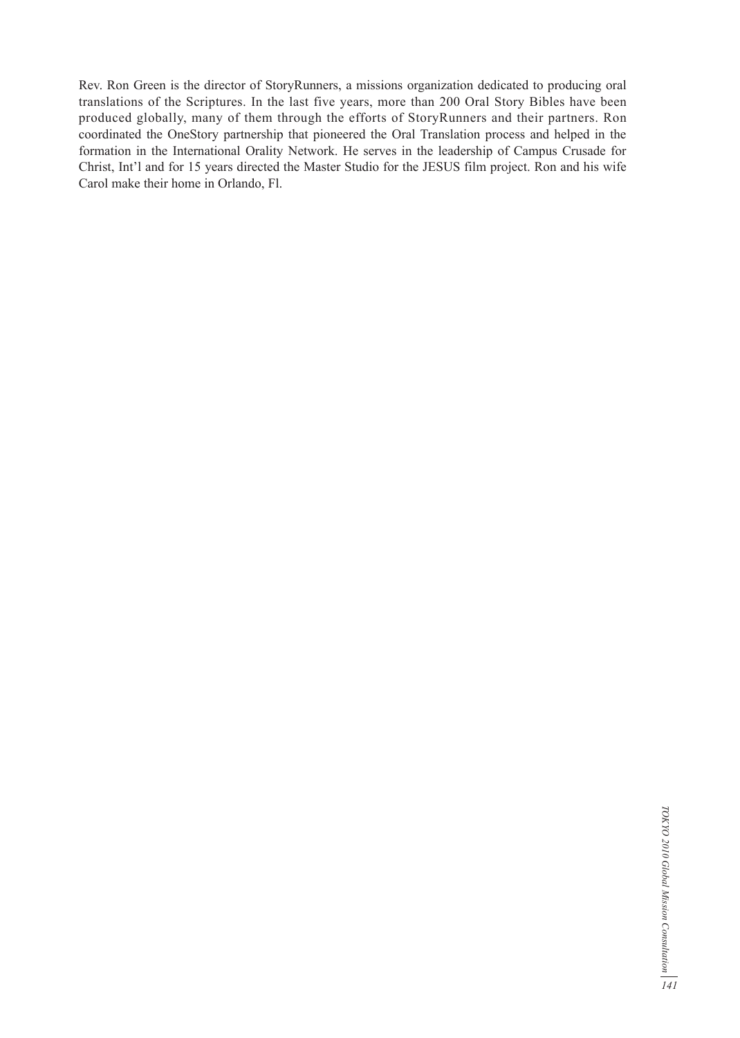Rev. Ron Green is the director of StoryRunners, a missions organization dedicated to producing oral translations of the Scriptures. In the last five years, more than 200 Oral Story Bibles have been produced globally, many of them through the efforts of StoryRunners and their partners. Ron coordinated the OneStory partnership that pioneered the Oral Translation process and helped in the formation in the International Orality Network. He serves in the leadership of Campus Crusade for Christ, Int'l and for 15 years directed the Master Studio for the JESUS film project. Ron and his wife Carol make their home in Orlando, Fl.